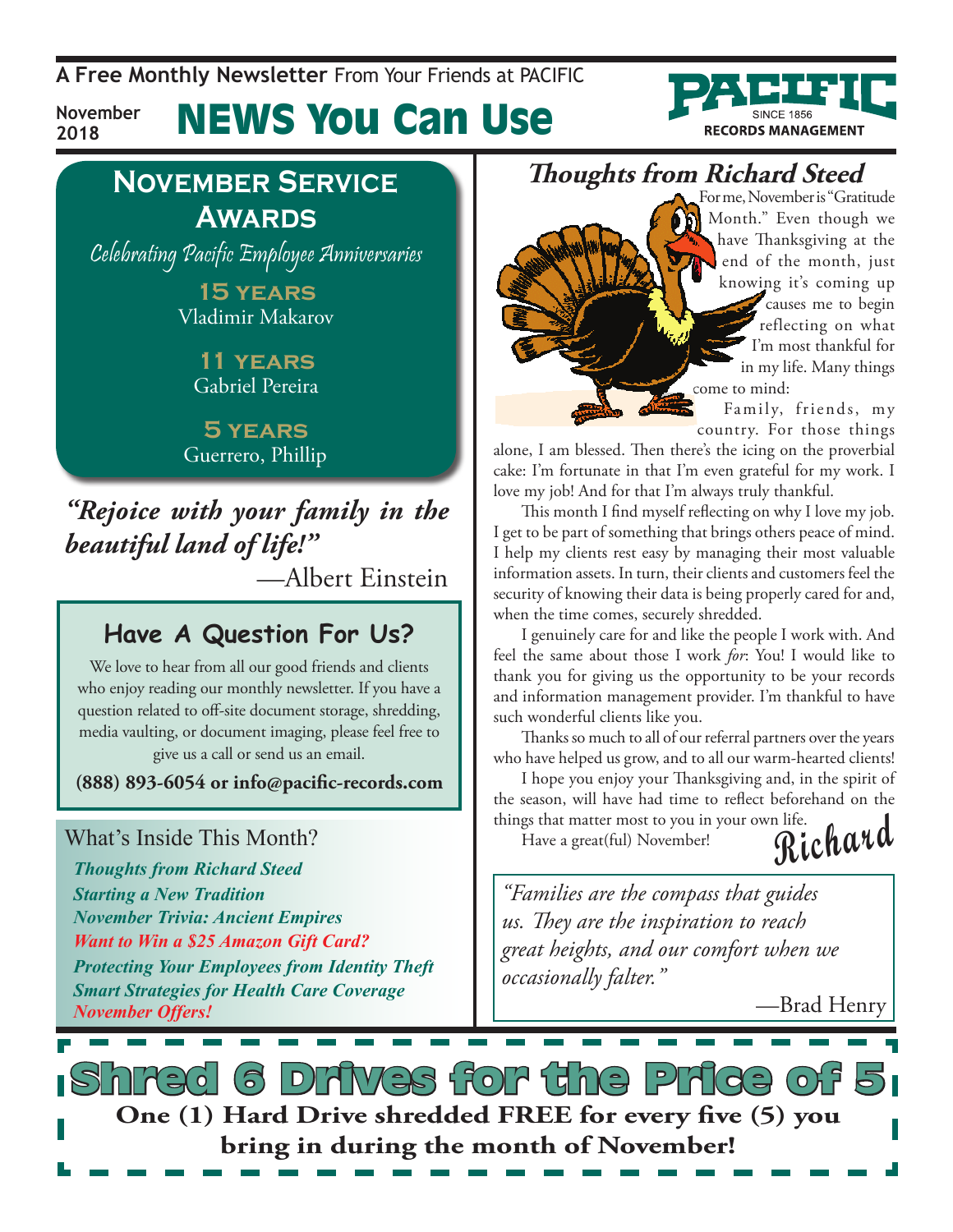A **Free Monthly Newsletter** From Your Friends at PACIFIC

**November 2018**

# NEWS You Can Use

## November Service Awards

*Celebrating Pacific Employee Anniversaries*

**15 years**
Vladimir Makarov

**11 years**
Gabriel Pereira

**5 years**
Guerrero, Phillip

*"Rejoice with your family in the beautiful land of life!"*

—Albert Einstein

## Have A Question For Us?

We love to hear from all our good friends and clients who enjoy reading our monthly newsletter. If you have a question related to off-site document storage, shredding, media vaulting, or document imaging, please feel free to give us a call or send us an email.

**(888) 893-6054 or info@pacific-records.com**

### What's Inside This Month?

- *Thoughts from Richard Steed*
- *Starting a New Tradition*
- *November Trivia: Ancient Empires*
- *Want to Win a $25 Amazon Gift Card?*
- *Protecting Your Employees from Identity Theft*
- *Smart Strategies for Health Care Coverage*
- *November Offers!*

## Thoughts from Richard Steed

For me, November is "Gratitude Month." Even though we have Thanksgiving at the end of the month, just knowing it's coming up causes me to begin reflecting on what I'm most thankful for in my life. Many things come to mind:

Family, friends, my country. For those things alone, I am blessed. Then there's the icing on the proverbial cake: I'm fortunate in that I'm even grateful for my work. I love my job! And for that I'm always truly thankful.

This month I find myself reflecting on why I love my job. I get to be part of something that brings others peace of mind. I help my clients rest easy by managing their most valuable information assets. In turn, their clients and customers feel the security of knowing their data is being properly cared for and, when the time comes, securely shredded.

I genuinely care for and like the people I work with. And feel the same about those I work *for*: You! I would like to thank you for giving us the opportunity to be your records and information management provider. I'm thankful to have such wonderful clients like you.

Thanks so much to all of our referral partners over the years who have helped us grow, and to all our warm-hearted clients!

I hope you enjoy your Thanksgiving and, in the spirit of the season, will have had time to reflect beforehand on the things that matter most to you in your own life.

Have a great(ful) November!

Richard

*"Families are the compass that guides us. They are the inspiration to reach great heights, and our comfort when we occasionally falter."*

—Brad Henry

## Shred 6 Drives for the Price of 5

**One (1) Hard Drive shredded FREE for every five (5) you bring in during the month of November!**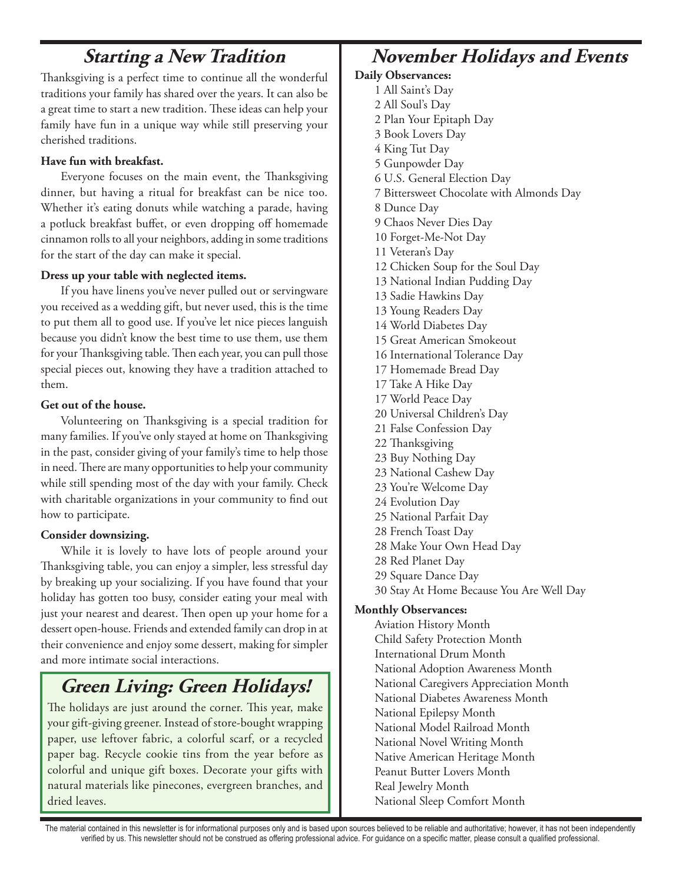## Starting a New Tradition

Thanksgiving is a perfect time to continue all the wonderful traditions your family has shared over the years. It can also be a great time to start a new tradition. These ideas can help your family have fun in a unique way while still preserving your cherished traditions.

**Have fun with breakfast.**

Everyone focuses on the main event, the Thanksgiving dinner, but having a ritual for breakfast can be nice too. Whether it's eating donuts while watching a parade, having a potluck breakfast buffet, or even dropping off homemade cinnamon rolls to all your neighbors, adding in some traditions for the start of the day can make it special.

**Dress up your table with neglected items.**

If you have linens you've never pulled out or servingware you received as a wedding gift, but never used, this is the time to put them all to good use. If you've let nice pieces languish because you didn't know the best time to use them, use them for your Thanksgiving table. Then each year, you can pull those special pieces out, knowing they have a tradition attached to them.

**Get out of the house.**

Volunteering on Thanksgiving is a special tradition for many families. If you've only stayed at home on Thanksgiving in the past, consider giving of your family's time to help those in need. There are many opportunities to help your community while still spending most of the day with your family. Check with charitable organizations in your community to find out how to participate.

**Consider downsizing.**

While it is lovely to have lots of people around your Thanksgiving table, you can enjoy a simpler, less stressful day by breaking up your socializing. If you have found that your holiday has gotten too busy, consider eating your meal with just your nearest and dearest. Then open up your home for a dessert open-house. Friends and extended family can drop in at their convenience and enjoy some dessert, making for simpler and more intimate social interactions.

## Green Living: Green Holidays!

The holidays are just around the corner. This year, make your gift-giving greener. Instead of store-bought wrapping paper, use leftover fabric, a colorful scarf, or a recycled paper bag. Recycle cookie tins from the year before as colorful and unique gift boxes. Decorate your gifts with natural materials like pinecones, evergreen branches, and dried leaves.

## November Holidays and Events

**Daily Observances:**

1 All Saint's Day  
2 All Soul's Day  
2 Plan Your Epitaph Day  
3 Book Lovers Day  
4 King Tut Day  
5 Gunpowder Day  
6 U.S. General Election Day  
7 Bittersweet Chocolate with Almonds Day  
8 Dunce Day  
9 Chaos Never Dies Day  
10 Forget-Me-Not Day  
11 Veteran's Day  
12 Chicken Soup for the Soul Day  
13 National Indian Pudding Day  
13 Sadie Hawkins Day  
13 Young Readers Day  
14 World Diabetes Day  
15 Great American Smokeout  
16 International Tolerance Day  
17 Homemade Bread Day  
17 Take A Hike Day  
17 World Peace Day  
20 Universal Children's Day  
21 False Confession Day  
22 Thanksgiving  
23 Buy Nothing Day  
23 National Cashew Day  
23 You're Welcome Day  
24 Evolution Day  
25 National Parfait Day  
28 French Toast Day  
28 Make Your Own Head Day  
28 Red Planet Day  
29 Square Dance Day  
30 Stay At Home Because You Are Well Day

**Monthly Observances:**

Aviation History Month  
Child Safety Protection Month  
International Drum Month  
National Adoption Awareness Month  
National Caregivers Appreciation Month  
National Diabetes Awareness Month  
National Epilepsy Month  
National Model Railroad Month  
National Novel Writing Month  
Native American Heritage Month  
Peanut Butter Lovers Month  
Real Jewelry Month  
National Sleep Comfort Month

The material contained in this newsletter is for informational purposes only and is based upon sources believed to be reliable and authoritative; however, it has not been independently verified by us. This newsletter should not be construed as offering professional advice. For guidance on a specific matter, please consult a qualified professional.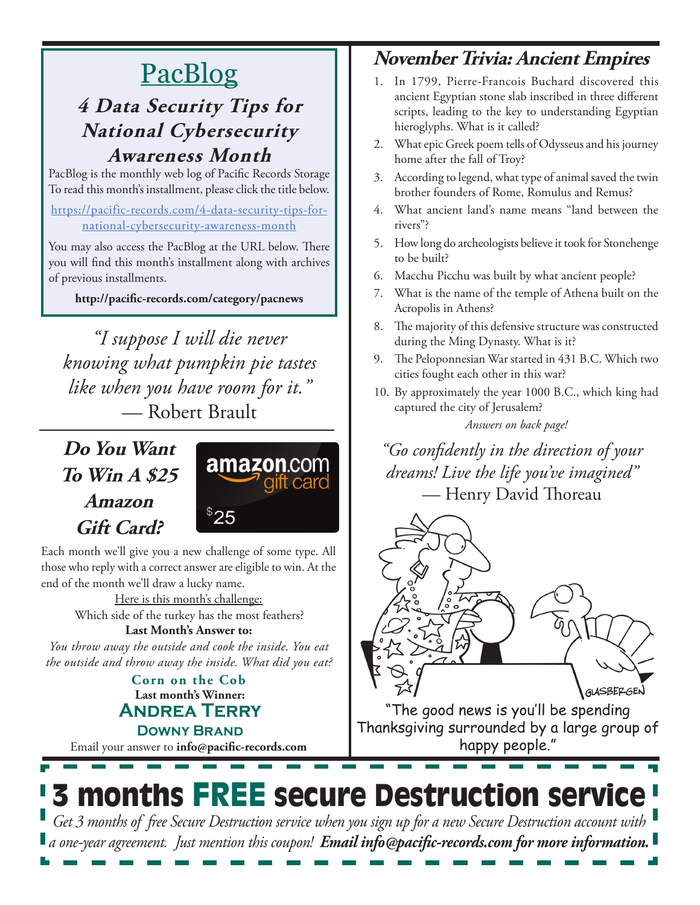# PacBlog

### *4 Data Security Tips for National Cybersecurity Awareness Month*

PacBlog is the monthly web log of Pacific Records Storage To read this month's installment, please click the title below.

https://pacific-records.com/4-data-security-tips-for-national-cybersecurity-awareness-month

You may also access the PacBlog at the URL below. There you will find this month's installment along with archives of previous installments.

**http://pacific-records.com/category/pacnews**

*"I suppose I will die never knowing what pumpkin pie tastes like when you have room for it."*
— Robert Brault

## *Do You Want To Win A $25 Amazon Gift Card?*

amazon.com gift card $25

Each month we'll give you a new challenge of some type. All those who reply with a correct answer are eligible to win. At the end of the month we'll draw a lucky name.

Here is this month's challenge:

Which side of the turkey has the most feathers?

**Last Month's Answer to:**

*You throw away the outside and cook the inside. You eat the outside and throw away the inside. What did you eat?*

**Corn on the Cob**

**Last month's Winner:**

**Andrea Terry**

**Downy Brand**

Email your answer to **info@pacific-records.com**

## *November Trivia: Ancient Empires*

1. In 1799, Pierre-Francois Buchard discovered this ancient Egyptian stone slab inscribed in three different scripts, leading to the key to understanding Egyptian hieroglyphs. What is it called?
2. What epic Greek poem tells of Odysseus and his journey home after the fall of Troy?
3. According to legend, what type of animal saved the twin brother founders of Rome, Romulus and Remus?
4. What ancient land's name means "land between the rivers"?
5. How long do archeologists believe it took for Stonehenge to be built?
6. Macchu Picchu was built by what ancient people?
7. What is the name of the temple of Athena built on the Acropolis in Athens?
8. The majority of this defensive structure was constructed during the Ming Dynasty. What is it?
9. The Peloponnesian War started in 431 B.C. Which two cities fought each other in this war?
10. By approximately the year 1000 B.C., which king had captured the city of Jerusalem?

*Answers on back page!*

*"Go confidently in the direction of your dreams! Live the life you've imagined"*
— Henry David Thoreau

"The good news is you'll be spending Thanksgiving surrounded by a large group of happy people."

# 3 months FREE secure Destruction service

*Get 3 months of free Secure Destruction service when you sign up for a new Secure Destruction account with a one-year agreement. Just mention this coupon!* ***Email info@pacific-records.com for more information.***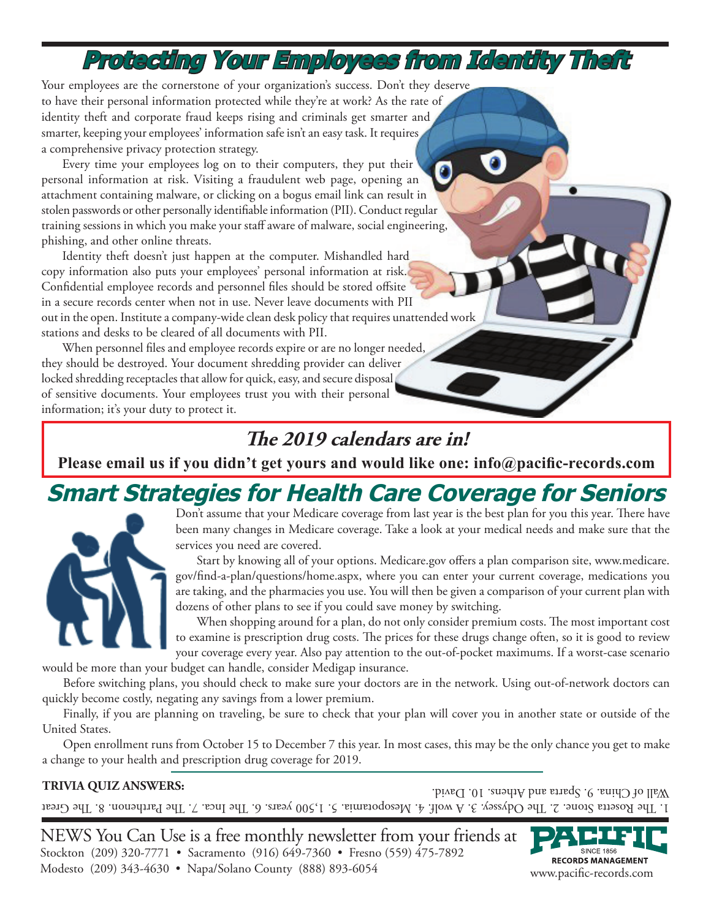# Protecting Your Employees from Identity Theft

Your employees are the cornerstone of your organization's success. Don't they deserve to have their personal information protected while they're at work? As the rate of identity theft and corporate fraud keeps rising and criminals get smarter and smarter, keeping your employees' information safe isn't an easy task. It requires a comprehensive privacy protection strategy.

Every time your employees log on to their computers, they put their personal information at risk. Visiting a fraudulent web page, opening an attachment containing malware, or clicking on a bogus email link can result in stolen passwords or other personally identifiable information (PII). Conduct regular training sessions in which you make your staff aware of malware, social engineering, phishing, and other online threats.

Identity theft doesn't just happen at the computer. Mishandled hard copy information also puts your employees' personal information at risk. Confidential employee records and personnel files should be stored offsite in a secure records center when not in use. Never leave documents with PII out in the open. Institute a company-wide clean desk policy that requires unattended work stations and desks to be cleared of all documents with PII.

When personnel files and employee records expire or are no longer needed, they should be destroyed. Your document shredding provider can deliver locked shredding receptacles that allow for quick, easy, and secure disposal of sensitive documents. Your employees trust you with their personal information; it's your duty to protect it.

***The 2019 calendars are in!***

**Please email us if you didn't get yours and would like one: info@pacific-records.com**

# Smart Strategies for Health Care Coverage for Seniors

Don't assume that your Medicare coverage from last year is the best plan for you this year. There have been many changes in Medicare coverage. Take a look at your medical needs and make sure that the services you need are covered.

Start by knowing all of your options. Medicare.gov offers a plan comparison site, www.medicare.gov/find-a-plan/questions/home.aspx, where you can enter your current coverage, medications you are taking, and the pharmacies you use. You will then be given a comparison of your current plan with dozens of other plans to see if you could save money by switching.

When shopping around for a plan, do not only consider premium costs. The most important cost to examine is prescription drug costs. The prices for these drugs change often, so it is good to review your coverage every year. Also pay attention to the out-of-pocket maximums. If a worst-case scenario would be more than your budget can handle, consider Medigap insurance.

Before switching plans, you should check to make sure your doctors are in the network. Using out-of-network doctors can quickly become costly, negating any savings from a lower premium.

Finally, if you are planning on traveling, be sure to check that your plan will cover you in another state or outside of the United States.

Open enrollment runs from October 15 to December 7 this year. In most cases, this may be the only chance you get to make a change to your health and prescription drug coverage for 2019.

**TRIVIA QUIZ ANSWERS:**

1. The Rosetta Stone. 2. The Odyssey. 3. A wolf. 4. Mesopotamia. 5. 1,500 years. 6. The Inca. 7. The Parthenon. 8. The Great Wall of China. 9. Sparta and Athens. 10. David.

NEWS You Can Use is a free monthly newsletter from your friends at

Stockton (209) 320-7771 • Sacramento (916) 649-7360 • Fresno (559) 475-7892
Modesto (209) 343-4630 • Napa/Solano County (888) 893-6054

PACIFIC SINCE 1856 RECORDS MANAGEMENT
www.pacific-records.com